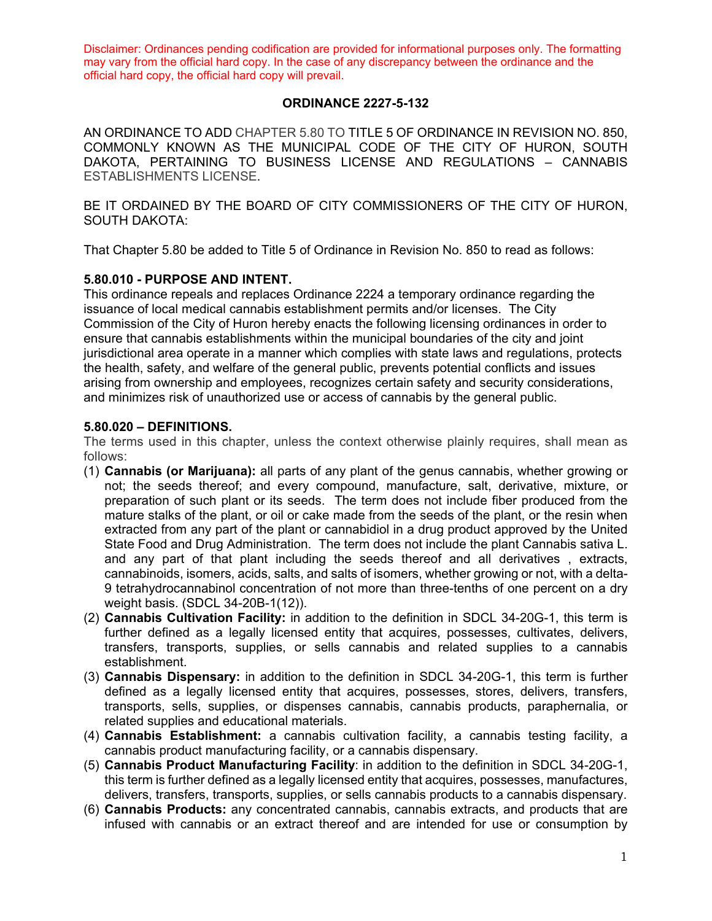Disclaimer: Ordinances pending codification are provided for informational purposes only. The formatting may vary from the official hard copy. In the case of any discrepancy between the ordinance and the official hard copy, the official hard copy will prevail.

# ORDINANCE 2227-5-132

AN ORDINANCE TO ADD CHAPTER 5.80 TO TITLE 5 OF ORDINANCE IN REVISION NO. 850, COMMONLY KNOWN AS THE MUNICIPAL CODE OF THE CITY OF HURON, SOUTH DAKOTA, PERTAINING TO BUSINESS LICENSE AND REGULATIONS – CANNABIS ESTABLISHMENTS LICENSE.

BE IT ORDAINED BY THE BOARD OF CITY COMMISSIONERS OF THE CITY OF HURON, SOUTH DAKOTA:

That Chapter 5.80 be added to Title 5 of Ordinance in Revision No. 850 to read as follows:

## 5.80.010 - PURPOSE AND INTENT.

This ordinance repeals and replaces Ordinance 2224 a temporary ordinance regarding the issuance of local medical cannabis establishment permits and/or licenses. The City Commission of the City of Huron hereby enacts the following licensing ordinances in order to ensure that cannabis establishments within the municipal boundaries of the city and joint jurisdictional area operate in a manner which complies with state laws and regulations, protects the health, safety, and welfare of the general public, prevents potential conflicts and issues arising from ownership and employees, recognizes certain safety and security considerations, and minimizes risk of unauthorized use or access of cannabis by the general public.

## 5.80.020 – DEFINITIONS.

The terms used in this chapter, unless the context otherwise plainly requires, shall mean as follows:

(1) **Cannabis (or Marijuana):** all parts of any plant of the genus cannabis, whether growing or not; the seeds thereof; and every compound, manufacture, salt, derivative, mixture, or preparation of such plant or its seeds. The term does not include fiber produced from the mature stalks of the plant, or oil or cake made from the seeds of the plant, or the resin when extracted from any part of the plant or cannabidiol in a drug product approved by the United State Food and Drug Administration. The term does not include the plant Cannabis sativa L. and any part of that plant including the seeds thereof and all derivatives , extracts, cannabinoids, isomers, acids, salts, and salts of isomers, whether growing or not, with a delta-9 tetrahydrocannabinol concentration of not more than three-tenths of one percent on a dry weight basis. (SDCL 34-20B-1(12)).

(2) **Cannabis Cultivation Facility:** in addition to the definition in SDCL 34-20G-1, this term is further defined as a legally licensed entity that acquires, possesses, cultivates, delivers, transfers, transports, supplies, or sells cannabis and related supplies to a cannabis establishment.

(3) **Cannabis Dispensary:** in addition to the definition in SDCL 34-20G-1, this term is further defined as a legally licensed entity that acquires, possesses, stores, delivers, transfers, transports, sells, supplies, or dispenses cannabis, cannabis products, paraphernalia, or related supplies and educational materials.

(4) **Cannabis Establishment:** a cannabis cultivation facility, a cannabis testing facility, a cannabis product manufacturing facility, or a cannabis dispensary.

(5) **Cannabis Product Manufacturing Facility**: in addition to the definition in SDCL 34-20G-1, this term is further defined as a legally licensed entity that acquires, possesses, manufactures, delivers, transfers, transports, supplies, or sells cannabis products to a cannabis dispensary.

(6) **Cannabis Products:** any concentrated cannabis, cannabis extracts, and products that are infused with cannabis or an extract thereof and are intended for use or consumption by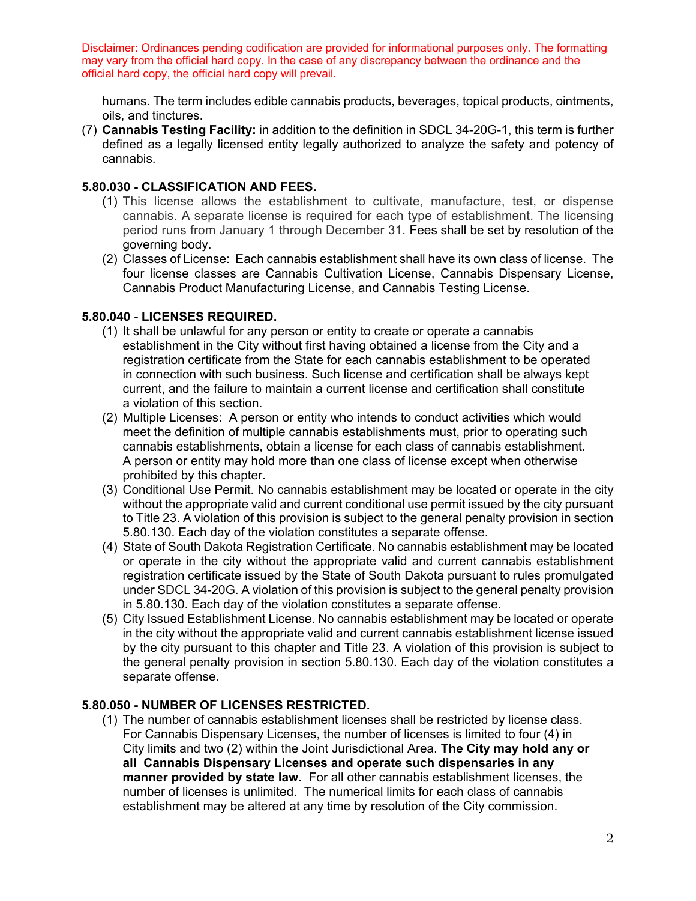Disclaimer: Ordinances pending codification are provided for informational purposes only. The formatting may vary from the official hard copy. In the case of any discrepancy between the ordinance and the official hard copy, the official hard copy will prevail.

humans. The term includes edible cannabis products, beverages, topical products, ointments, oils, and tinctures.

(7) **Cannabis Testing Facility:** in addition to the definition in SDCL 34-20G-1, this term is further defined as a legally licensed entity legally authorized to analyze the safety and potency of cannabis.

**5.80.030 - CLASSIFICATION AND FEES.**

(1) This license allows the establishment to cultivate, manufacture, test, or dispense cannabis. A separate license is required for each type of establishment. The licensing period runs from January 1 through December 31. Fees shall be set by resolution of the governing body.

(2) Classes of License: Each cannabis establishment shall have its own class of license. The four license classes are Cannabis Cultivation License, Cannabis Dispensary License, Cannabis Product Manufacturing License, and Cannabis Testing License.

**5.80.040 - LICENSES REQUIRED.**

(1) It shall be unlawful for any person or entity to create or operate a cannabis establishment in the City without first having obtained a license from the City and a registration certificate from the State for each cannabis establishment to be operated in connection with such business. Such license and certification shall be always kept current, and the failure to maintain a current license and certification shall constitute a violation of this section.

(2) Multiple Licenses: A person or entity who intends to conduct activities which would meet the definition of multiple cannabis establishments must, prior to operating such cannabis establishments, obtain a license for each class of cannabis establishment. A person or entity may hold more than one class of license except when otherwise prohibited by this chapter.

(3) Conditional Use Permit. No cannabis establishment may be located or operate in the city without the appropriate valid and current conditional use permit issued by the city pursuant to Title 23. A violation of this provision is subject to the general penalty provision in section 5.80.130. Each day of the violation constitutes a separate offense.

(4) State of South Dakota Registration Certificate. No cannabis establishment may be located or operate in the city without the appropriate valid and current cannabis establishment registration certificate issued by the State of South Dakota pursuant to rules promulgated under SDCL 34-20G. A violation of this provision is subject to the general penalty provision in 5.80.130. Each day of the violation constitutes a separate offense.

(5) City Issued Establishment License. No cannabis establishment may be located or operate in the city without the appropriate valid and current cannabis establishment license issued by the city pursuant to this chapter and Title 23. A violation of this provision is subject to the general penalty provision in section 5.80.130. Each day of the violation constitutes a separate offense.

**5.80.050 - NUMBER OF LICENSES RESTRICTED.**

(1) The number of cannabis establishment licenses shall be restricted by license class. For Cannabis Dispensary Licenses, the number of licenses is limited to four (4) in City limits and two (2) within the Joint Jurisdictional Area. **The City may hold any or all Cannabis Dispensary Licenses and operate such dispensaries in any manner provided by state law.** For all other cannabis establishment licenses, the number of licenses is unlimited. The numerical limits for each class of cannabis establishment may be altered at any time by resolution of the City commission.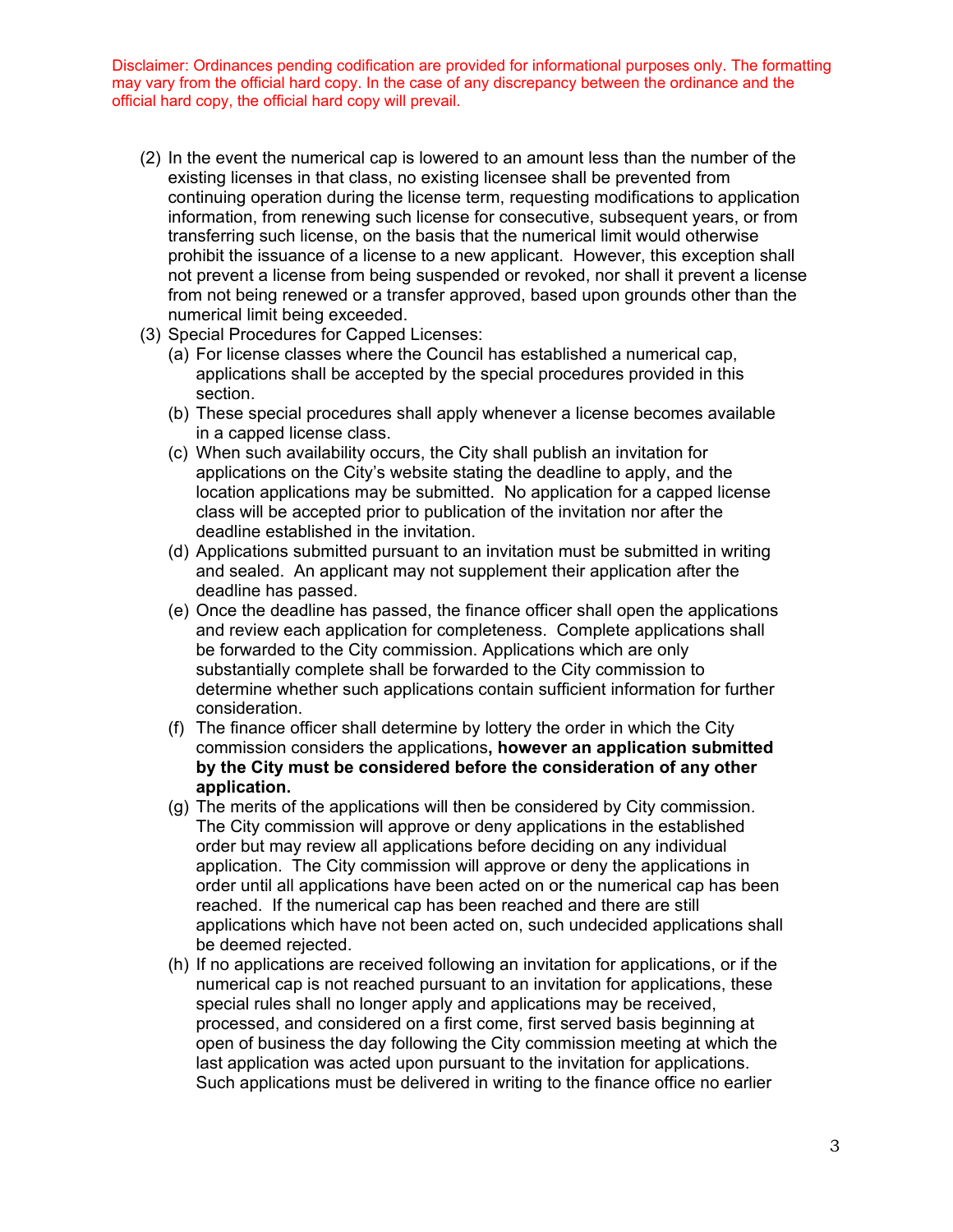Disclaimer: Ordinances pending codification are provided for informational purposes only. The formatting may vary from the official hard copy. In the case of any discrepancy between the ordinance and the official hard copy, the official hard copy will prevail.

(2) In the event the numerical cap is lowered to an amount less than the number of the existing licenses in that class, no existing licensee shall be prevented from continuing operation during the license term, requesting modifications to application information, from renewing such license for consecutive, subsequent years, or from transferring such license, on the basis that the numerical limit would otherwise prohibit the issuance of a license to a new applicant. However, this exception shall not prevent a license from being suspended or revoked, nor shall it prevent a license from not being renewed or a transfer approved, based upon grounds other than the numerical limit being exceeded.

(3) Special Procedures for Capped Licenses:

(a) For license classes where the Council has established a numerical cap, applications shall be accepted by the special procedures provided in this section.

(b) These special procedures shall apply whenever a license becomes available in a capped license class.

(c) When such availability occurs, the City shall publish an invitation for applications on the City's website stating the deadline to apply, and the location applications may be submitted. No application for a capped license class will be accepted prior to publication of the invitation nor after the deadline established in the invitation.

(d) Applications submitted pursuant to an invitation must be submitted in writing and sealed. An applicant may not supplement their application after the deadline has passed.

(e) Once the deadline has passed, the finance officer shall open the applications and review each application for completeness. Complete applications shall be forwarded to the City commission. Applications which are only substantially complete shall be forwarded to the City commission to determine whether such applications contain sufficient information for further consideration.

(f) The finance officer shall determine by lottery the order in which the City commission considers the applications**, however an application submitted by the City must be considered before the consideration of any other application.**

(g) The merits of the applications will then be considered by City commission. The City commission will approve or deny applications in the established order but may review all applications before deciding on any individual application. The City commission will approve or deny the applications in order until all applications have been acted on or the numerical cap has been reached. If the numerical cap has been reached and there are still applications which have not been acted on, such undecided applications shall be deemed rejected.

(h) If no applications are received following an invitation for applications, or if the numerical cap is not reached pursuant to an invitation for applications, these special rules shall no longer apply and applications may be received, processed, and considered on a first come, first served basis beginning at open of business the day following the City commission meeting at which the last application was acted upon pursuant to the invitation for applications. Such applications must be delivered in writing to the finance office no earlier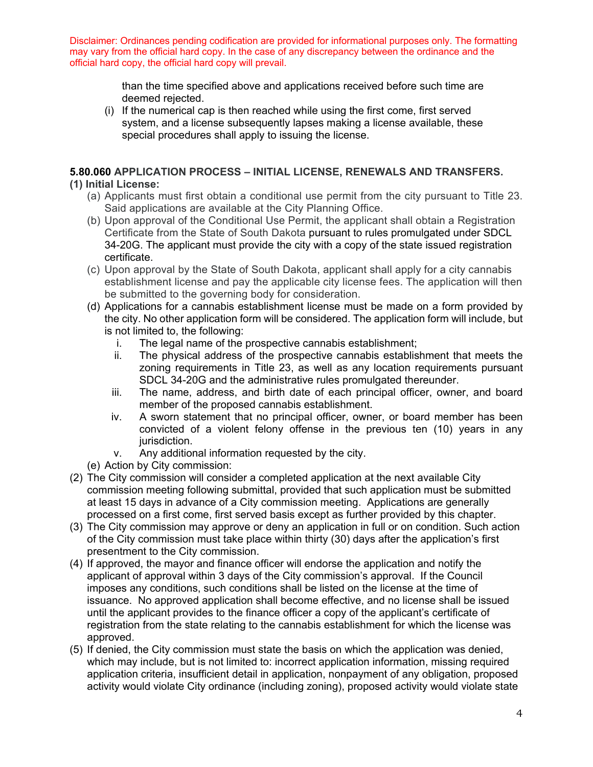Disclaimer: Ordinances pending codification are provided for informational purposes only. The formatting may vary from the official hard copy. In the case of any discrepancy between the ordinance and the official hard copy, the official hard copy will prevail.

than the time specified above and applications received before such time are deemed rejected.

(i) If the numerical cap is then reached while using the first come, first served system, and a license subsequently lapses making a license available, these special procedures shall apply to issuing the license.

**5.80.060 APPLICATION PROCESS – INITIAL LICENSE, RENEWALS AND TRANSFERS.**

**(1) Initial License:**

(a) Applicants must first obtain a conditional use permit from the city pursuant to Title 23. Said applications are available at the City Planning Office.

(b) Upon approval of the Conditional Use Permit, the applicant shall obtain a Registration Certificate from the State of South Dakota pursuant to rules promulgated under SDCL 34-20G. The applicant must provide the city with a copy of the state issued registration certificate.

(c) Upon approval by the State of South Dakota, applicant shall apply for a city cannabis establishment license and pay the applicable city license fees. The application will then be submitted to the governing body for consideration.

(d) Applications for a cannabis establishment license must be made on a form provided by the city. No other application form will be considered. The application form will include, but is not limited to, the following:

i. The legal name of the prospective cannabis establishment;

ii. The physical address of the prospective cannabis establishment that meets the zoning requirements in Title 23, as well as any location requirements pursuant SDCL 34-20G and the administrative rules promulgated thereunder.

iii. The name, address, and birth date of each principal officer, owner, and board member of the proposed cannabis establishment.

iv. A sworn statement that no principal officer, owner, or board member has been convicted of a violent felony offense in the previous ten (10) years in any jurisdiction.

v. Any additional information requested by the city.

(e) Action by City commission:

(2) The City commission will consider a completed application at the next available City commission meeting following submittal, provided that such application must be submitted at least 15 days in advance of a City commission meeting. Applications are generally processed on a first come, first served basis except as further provided by this chapter.

(3) The City commission may approve or deny an application in full or on condition. Such action of the City commission must take place within thirty (30) days after the application's first presentment to the City commission.

(4) If approved, the mayor and finance officer will endorse the application and notify the applicant of approval within 3 days of the City commission's approval. If the Council imposes any conditions, such conditions shall be listed on the license at the time of issuance. No approved application shall become effective, and no license shall be issued until the applicant provides to the finance officer a copy of the applicant's certificate of registration from the state relating to the cannabis establishment for which the license was approved.

(5) If denied, the City commission must state the basis on which the application was denied, which may include, but is not limited to: incorrect application information, missing required application criteria, insufficient detail in application, nonpayment of any obligation, proposed activity would violate City ordinance (including zoning), proposed activity would violate state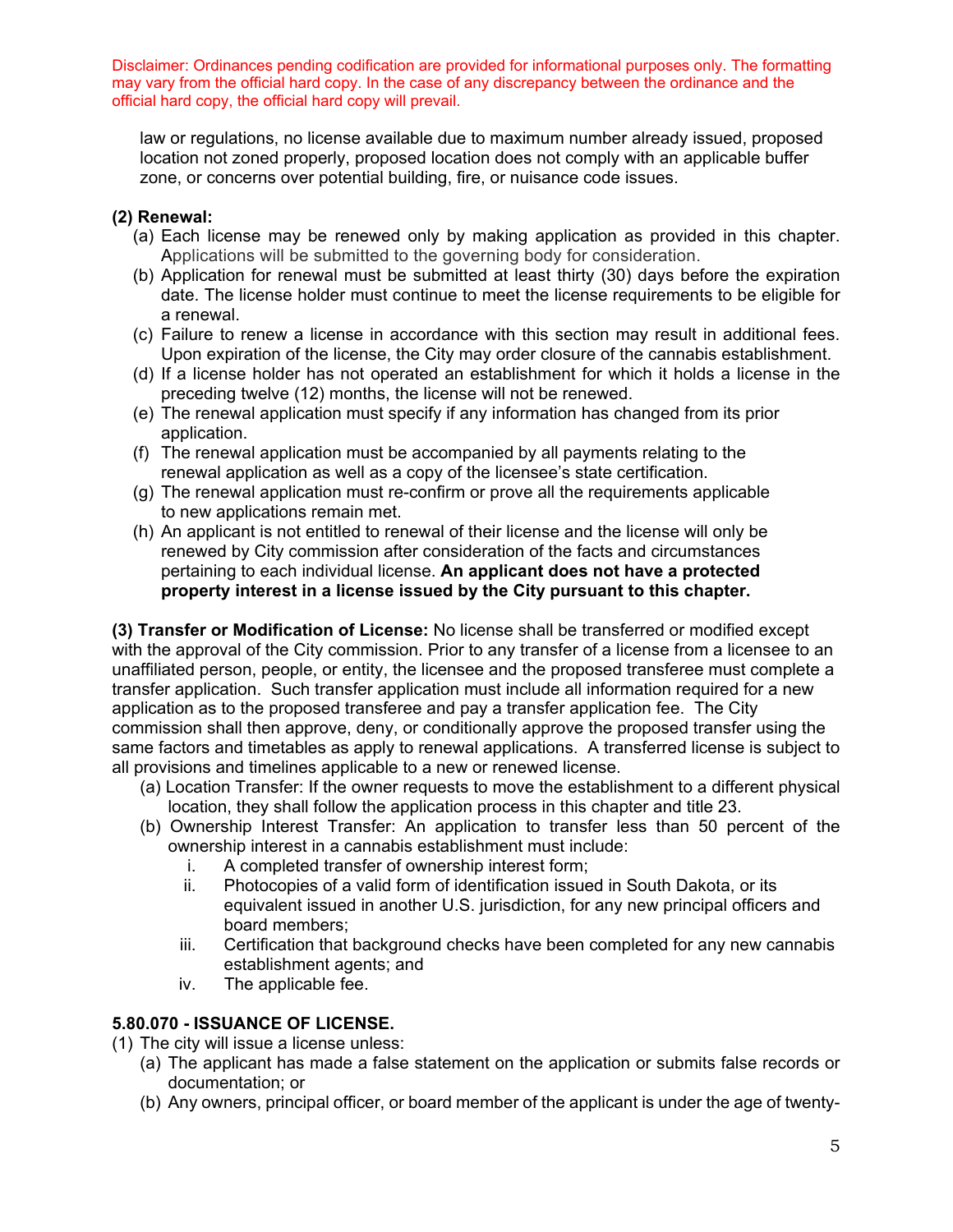Disclaimer: Ordinances pending codification are provided for informational purposes only. The formatting may vary from the official hard copy. In the case of any discrepancy between the ordinance and the official hard copy, the official hard copy will prevail.

law or regulations, no license available due to maximum number already issued, proposed location not zoned properly, proposed location does not comply with an applicable buffer zone, or concerns over potential building, fire, or nuisance code issues.

**(2) Renewal:**

(a) Each license may be renewed only by making application as provided in this chapter. Applications will be submitted to the governing body for consideration.

(b) Application for renewal must be submitted at least thirty (30) days before the expiration date. The license holder must continue to meet the license requirements to be eligible for a renewal.

(c) Failure to renew a license in accordance with this section may result in additional fees. Upon expiration of the license, the City may order closure of the cannabis establishment.

(d) If a license holder has not operated an establishment for which it holds a license in the preceding twelve (12) months, the license will not be renewed.

(e) The renewal application must specify if any information has changed from its prior application.

(f) The renewal application must be accompanied by all payments relating to the renewal application as well as a copy of the licensee's state certification.

(g) The renewal application must re-confirm or prove all the requirements applicable to new applications remain met.

(h) An applicant is not entitled to renewal of their license and the license will only be renewed by City commission after consideration of the facts and circumstances pertaining to each individual license. **An applicant does not have a protected property interest in a license issued by the City pursuant to this chapter.**

**(3) Transfer or Modification of License:** No license shall be transferred or modified except with the approval of the City commission. Prior to any transfer of a license from a licensee to an unaffiliated person, people, or entity, the licensee and the proposed transferee must complete a transfer application. Such transfer application must include all information required for a new application as to the proposed transferee and pay a transfer application fee. The City commission shall then approve, deny, or conditionally approve the proposed transfer using the same factors and timetables as apply to renewal applications. A transferred license is subject to all provisions and timelines applicable to a new or renewed license.

(a) Location Transfer: If the owner requests to move the establishment to a different physical location, they shall follow the application process in this chapter and title 23.

(b) Ownership Interest Transfer: An application to transfer less than 50 percent of the ownership interest in a cannabis establishment must include:

i. A completed transfer of ownership interest form;

ii. Photocopies of a valid form of identification issued in South Dakota, or its equivalent issued in another U.S. jurisdiction, for any new principal officers and board members;

iii. Certification that background checks have been completed for any new cannabis establishment agents; and

iv. The applicable fee.

### 5.80.070 - ISSUANCE OF LICENSE.

(1) The city will issue a license unless:

(a) The applicant has made a false statement on the application or submits false records or documentation; or

(b) Any owners, principal officer, or board member of the applicant is under the age of twenty-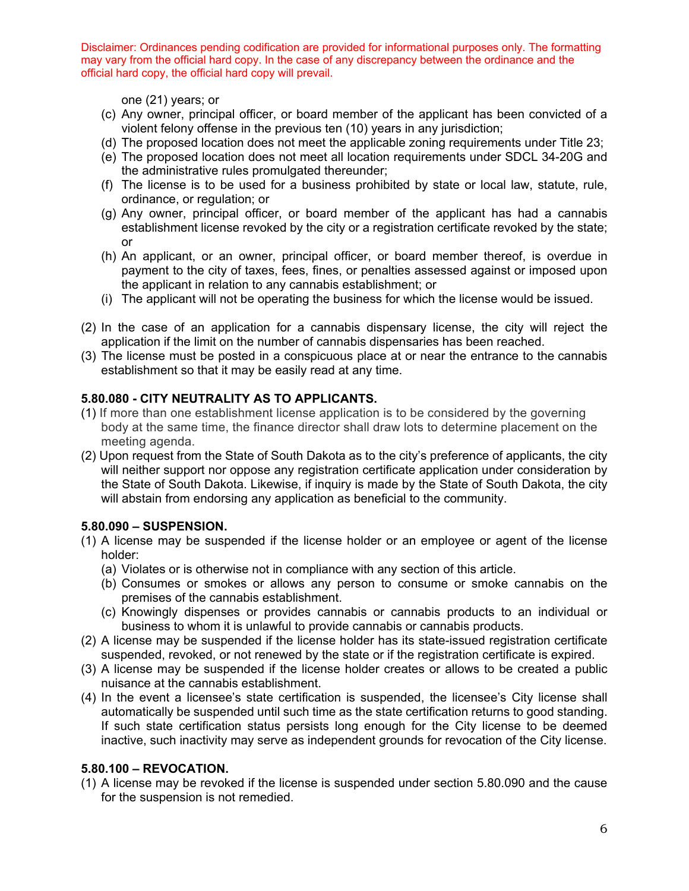Disclaimer: Ordinances pending codification are provided for informational purposes only. The formatting may vary from the official hard copy. In the case of any discrepancy between the ordinance and the official hard copy, the official hard copy will prevail.

one (21) years; or

(c) Any owner, principal officer, or board member of the applicant has been convicted of a violent felony offense in the previous ten (10) years in any jurisdiction;

(d) The proposed location does not meet the applicable zoning requirements under Title 23;

(e) The proposed location does not meet all location requirements under SDCL 34-20G and the administrative rules promulgated thereunder;

(f) The license is to be used for a business prohibited by state or local law, statute, rule, ordinance, or regulation; or

(g) Any owner, principal officer, or board member of the applicant has had a cannabis establishment license revoked by the city or a registration certificate revoked by the state; or

(h) An applicant, or an owner, principal officer, or board member thereof, is overdue in payment to the city of taxes, fees, fines, or penalties assessed against or imposed upon the applicant in relation to any cannabis establishment; or

(i) The applicant will not be operating the business for which the license would be issued.

(2) In the case of an application for a cannabis dispensary license, the city will reject the application if the limit on the number of cannabis dispensaries has been reached.

(3) The license must be posted in a conspicuous place at or near the entrance to the cannabis establishment so that it may be easily read at any time.

**5.80.080 - CITY NEUTRALITY AS TO APPLICANTS.**

(1) If more than one establishment license application is to be considered by the governing body at the same time, the finance director shall draw lots to determine placement on the meeting agenda.

(2) Upon request from the State of South Dakota as to the city's preference of applicants, the city will neither support nor oppose any registration certificate application under consideration by the State of South Dakota. Likewise, if inquiry is made by the State of South Dakota, the city will abstain from endorsing any application as beneficial to the community.

**5.80.090 – SUSPENSION.**

(1) A license may be suspended if the license holder or an employee or agent of the license holder:

(a) Violates or is otherwise not in compliance with any section of this article.

(b) Consumes or smokes or allows any person to consume or smoke cannabis on the premises of the cannabis establishment.

(c) Knowingly dispenses or provides cannabis or cannabis products to an individual or business to whom it is unlawful to provide cannabis or cannabis products.

(2) A license may be suspended if the license holder has its state-issued registration certificate suspended, revoked, or not renewed by the state or if the registration certificate is expired.

(3) A license may be suspended if the license holder creates or allows to be created a public nuisance at the cannabis establishment.

(4) In the event a licensee's state certification is suspended, the licensee's City license shall automatically be suspended until such time as the state certification returns to good standing. If such state certification status persists long enough for the City license to be deemed inactive, such inactivity may serve as independent grounds for revocation of the City license.

**5.80.100 – REVOCATION.**

(1) A license may be revoked if the license is suspended under section 5.80.090 and the cause for the suspension is not remedied.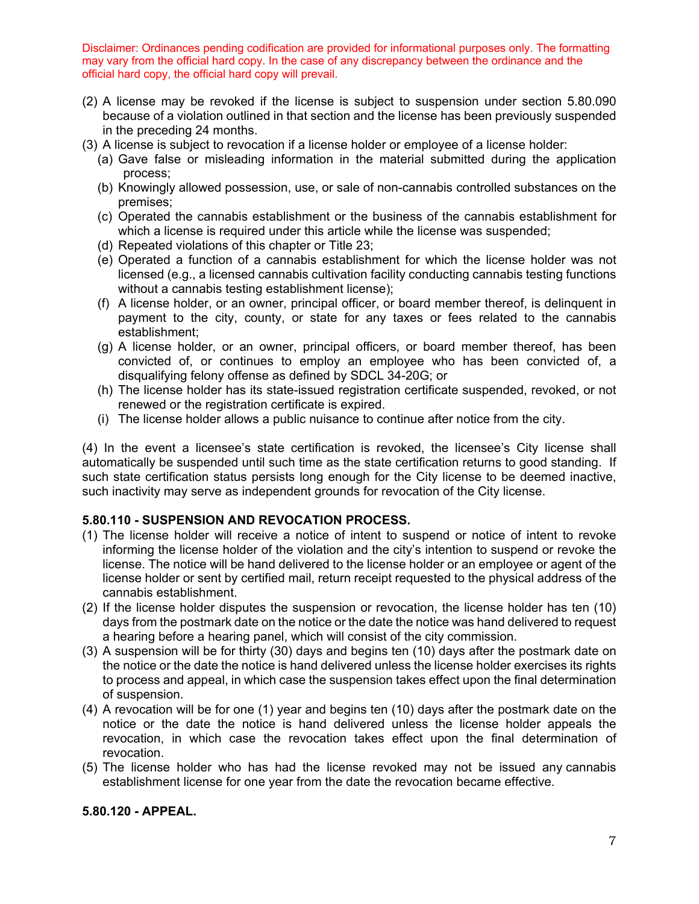Disclaimer: Ordinances pending codification are provided for informational purposes only. The formatting may vary from the official hard copy. In the case of any discrepancy between the ordinance and the official hard copy, the official hard copy will prevail.

(2) A license may be revoked if the license is subject to suspension under section 5.80.090 because of a violation outlined in that section and the license has been previously suspended in the preceding 24 months.

(3) A license is subject to revocation if a license holder or employee of a license holder:

- (a) Gave false or misleading information in the material submitted during the application process;
- (b) Knowingly allowed possession, use, or sale of non-cannabis controlled substances on the premises;
- (c) Operated the cannabis establishment or the business of the cannabis establishment for which a license is required under this article while the license was suspended;
- (d) Repeated violations of this chapter or Title 23;
- (e) Operated a function of a cannabis establishment for which the license holder was not licensed (e.g., a licensed cannabis cultivation facility conducting cannabis testing functions without a cannabis testing establishment license);
- (f) A license holder, or an owner, principal officer, or board member thereof, is delinquent in payment to the city, county, or state for any taxes or fees related to the cannabis establishment;
- (g) A license holder, or an owner, principal officers, or board member thereof, has been convicted of, or continues to employ an employee who has been convicted of, a disqualifying felony offense as defined by SDCL 34-20G; or
- (h) The license holder has its state-issued registration certificate suspended, revoked, or not renewed or the registration certificate is expired.
- (i) The license holder allows a public nuisance to continue after notice from the city.

(4) In the event a licensee's state certification is revoked, the licensee's City license shall automatically be suspended until such time as the state certification returns to good standing. If such state certification status persists long enough for the City license to be deemed inactive, such inactivity may serve as independent grounds for revocation of the City license.

**5.80.110 - SUSPENSION AND REVOCATION PROCESS.**

(1) The license holder will receive a notice of intent to suspend or notice of intent to revoke informing the license holder of the violation and the city's intention to suspend or revoke the license. The notice will be hand delivered to the license holder or an employee or agent of the license holder or sent by certified mail, return receipt requested to the physical address of the cannabis establishment.

(2) If the license holder disputes the suspension or revocation, the license holder has ten (10) days from the postmark date on the notice or the date the notice was hand delivered to request a hearing before a hearing panel, which will consist of the city commission.

(3) A suspension will be for thirty (30) days and begins ten (10) days after the postmark date on the notice or the date the notice is hand delivered unless the license holder exercises its rights to process and appeal, in which case the suspension takes effect upon the final determination of suspension.

(4) A revocation will be for one (1) year and begins ten (10) days after the postmark date on the notice or the date the notice is hand delivered unless the license holder appeals the revocation, in which case the revocation takes effect upon the final determination of revocation.

(5) The license holder who has had the license revoked may not be issued any cannabis establishment license for one year from the date the revocation became effective.

**5.80.120 - APPEAL.**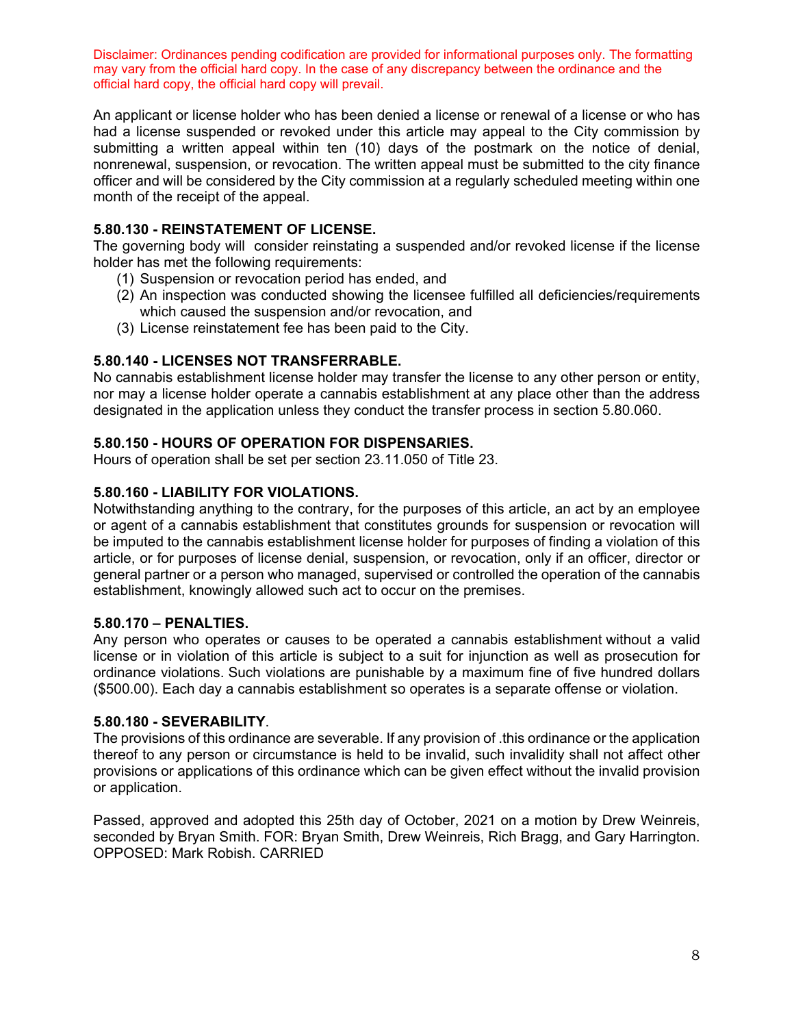Disclaimer: Ordinances pending codification are provided for informational purposes only. The formatting may vary from the official hard copy. In the case of any discrepancy between the ordinance and the official hard copy, the official hard copy will prevail.

An applicant or license holder who has been denied a license or renewal of a license or who has had a license suspended or revoked under this article may appeal to the City commission by submitting a written appeal within ten (10) days of the postmark on the notice of denial, nonrenewal, suspension, or revocation. The written appeal must be submitted to the city finance officer and will be considered by the City commission at a regularly scheduled meeting within one month of the receipt of the appeal.

**5.80.130 - REINSTATEMENT OF LICENSE.**
The governing body will consider reinstating a suspended and/or revoked license if the license holder has met the following requirements:

(1) Suspension or revocation period has ended, and
(2) An inspection was conducted showing the licensee fulfilled all deficiencies/requirements which caused the suspension and/or revocation, and
(3) License reinstatement fee has been paid to the City.

**5.80.140 - LICENSES NOT TRANSFERRABLE.**
No cannabis establishment license holder may transfer the license to any other person or entity, nor may a license holder operate a cannabis establishment at any place other than the address designated in the application unless they conduct the transfer process in section 5.80.060.

**5.80.150 - HOURS OF OPERATION FOR DISPENSARIES.**
Hours of operation shall be set per section 23.11.050 of Title 23.

**5.80.160 - LIABILITY FOR VIOLATIONS.**
Notwithstanding anything to the contrary, for the purposes of this article, an act by an employee or agent of a cannabis establishment that constitutes grounds for suspension or revocation will be imputed to the cannabis establishment license holder for purposes of finding a violation of this article, or for purposes of license denial, suspension, or revocation, only if an officer, director or general partner or a person who managed, supervised or controlled the operation of the cannabis establishment, knowingly allowed such act to occur on the premises.

**5.80.170 – PENALTIES.**
Any person who operates or causes to be operated a cannabis establishment without a valid license or in violation of this article is subject to a suit for injunction as well as prosecution for ordinance violations. Such violations are punishable by a maximum fine of five hundred dollars ($500.00). Each day a cannabis establishment so operates is a separate offense or violation.

**5.80.180 - SEVERABILITY**.
The provisions of this ordinance are severable. If any provision of .this ordinance or the application thereof to any person or circumstance is held to be invalid, such invalidity shall not affect other provisions or applications of this ordinance which can be given effect without the invalid provision or application.

Passed, approved and adopted this 25th day of October, 2021 on a motion by Drew Weinreis, seconded by Bryan Smith. FOR: Bryan Smith, Drew Weinreis, Rich Bragg, and Gary Harrington. OPPOSED: Mark Robish. CARRIED